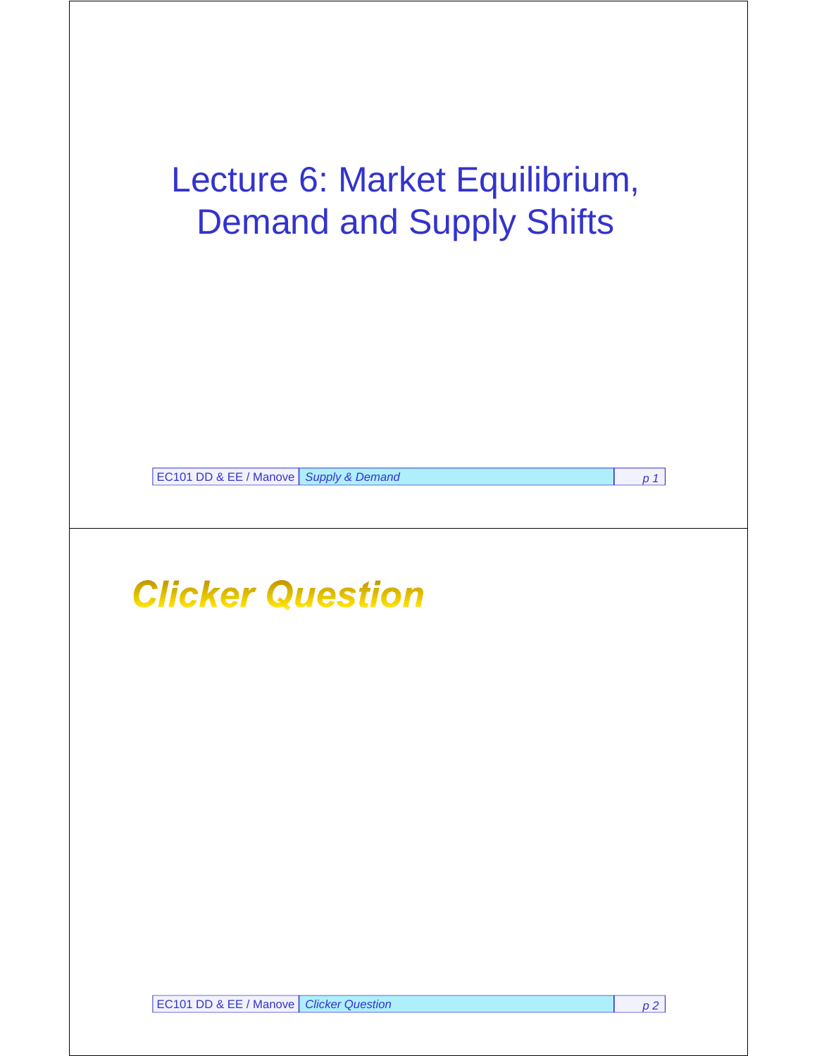# Lecture 6: Market Equilibrium, Demand and Supply Shifts

## Clicker Question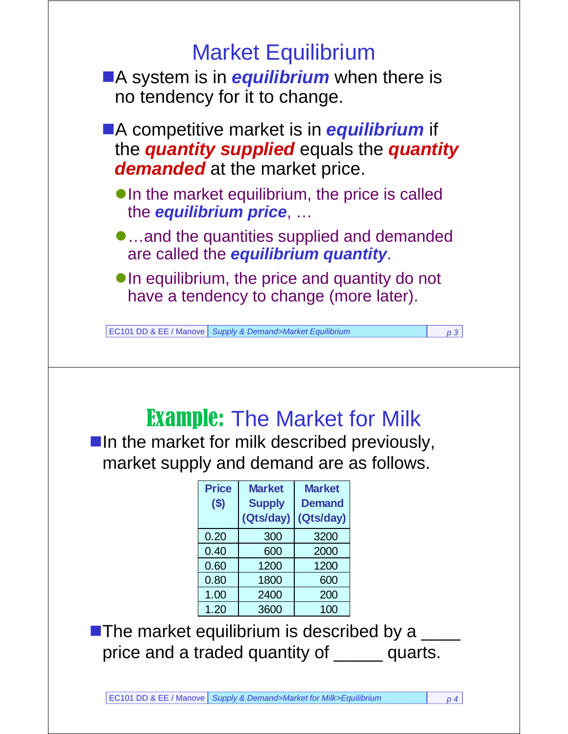# Market Equilibrium

- A system is in ***equilibrium*** when there is no tendency for it to change.
- A competitive market is in ***equilibrium*** if the ***quantity supplied*** equals the ***quantity demanded*** at the market price.
  - In the market equilibrium, the price is called the ***equilibrium price***, …
  - …and the quantities supplied and demanded are called the ***equilibrium quantity***.
  - In equilibrium, the price and quantity do not have a tendency to change (more later).

# **Example:** The Market for Milk

- In the market for milk described previously, market supply and demand are as follows.

| Price ($) | Market Supply (Qts/day) | Market Demand (Qts/day) |
|---|---|---|
| 0.20 | 300 | 3200 |
| 0.40 | 600 | 2000 |
| 0.60 | 1200 | 1200 |
| 0.80 | 1800 | 600 |
| 1.00 | 2400 | 200 |
| 1.20 | 3600 | 100 |

- The market equilibrium is described by a ____ price and a traded quantity of _____ quarts.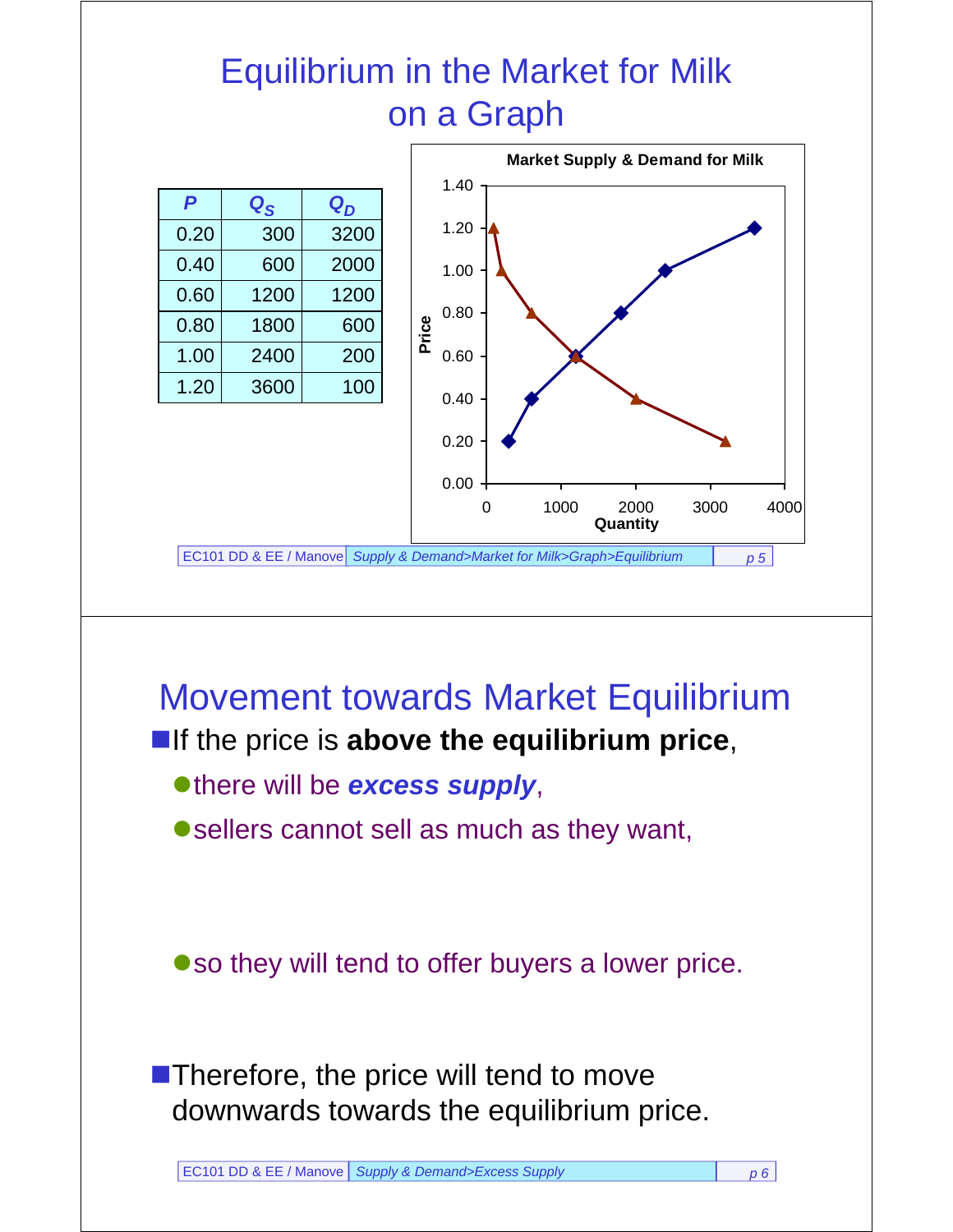# Equilibrium in the Market for Milk on a Graph

| $P$ | $Q_S$ | $Q_D$ |
|---|---|---|
| 0.20 | 300 | 3200 |
| 0.40 | 600 | 2000 |
| 0.60 | 1200 | 1200 |
| 0.80 | 1800 | 600 |
| 1.00 | 2400 | 200 |
| 1.20 | 3600 | 100 |

**Market Supply & Demand for Milk**

# Movement towards Market Equilibrium

- If the price is **above the equilibrium price**,
  - there will be ***excess supply***,
  - sellers cannot sell as much as they want,
  - so they will tend to offer buyers a lower price.
- Therefore, the price will tend to move downwards towards the equilibrium price.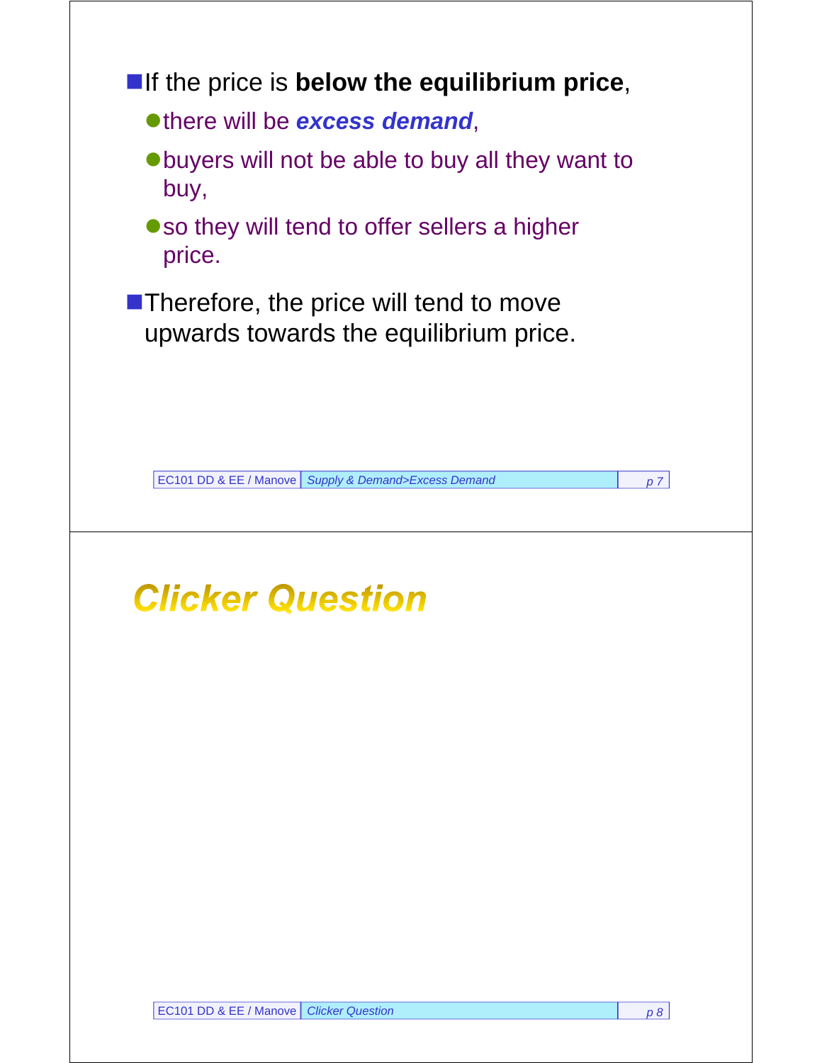- If the price is **below the equilibrium price**,
  - there will be ***excess demand***,
  - buyers will not be able to buy all they want to buy,
  - so they will tend to offer sellers a higher price.
- Therefore, the price will tend to move upwards towards the equilibrium price.

# *Clicker Question*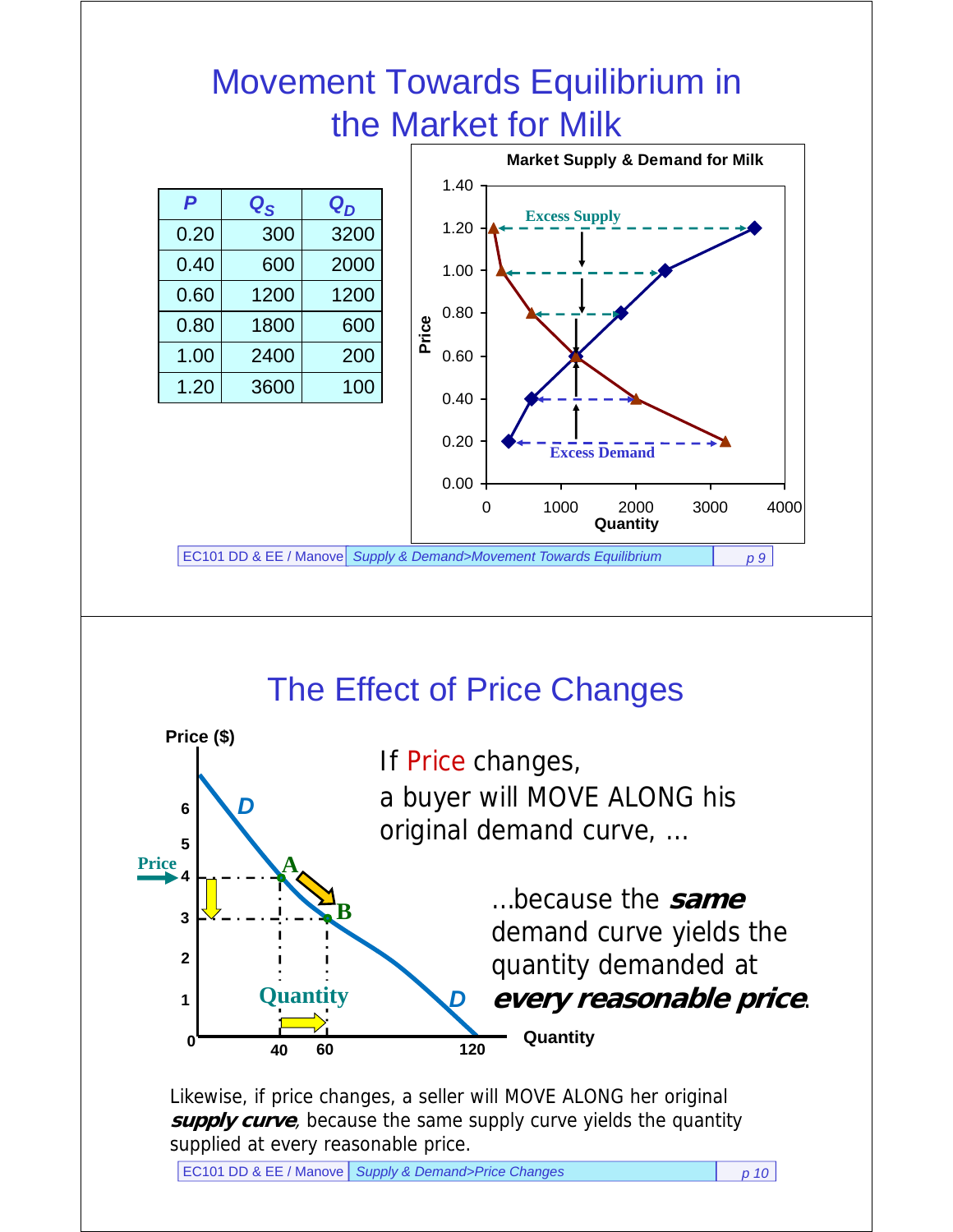## Movement Towards Equilibrium in the Market for Milk

| $P$ | $Q_S$ | $Q_D$ |
|---|---|---|
| 0.20 | 300 | 3200 |
| 0.40 | 600 | 2000 |
| 0.60 | 1200 | 1200 |
| 0.80 | 1800 | 600 |
| 1.00 | 2400 | 200 |
| 1.20 | 3600 | 100 |

**Market Supply & Demand for Milk**

Excess Supply

Excess Demand

Price

Quantity

## The Effect of Price Changes

Price ($)

Quantity

If Price changes, a buyer will MOVE ALONG his original demand curve, ...

...because the ***same*** demand curve yields the quantity demanded at ***every reasonable price***.

Likewise, if price changes, a seller will MOVE ALONG her original ***supply curve***, because the same supply curve yields the quantity supplied at every reasonable price.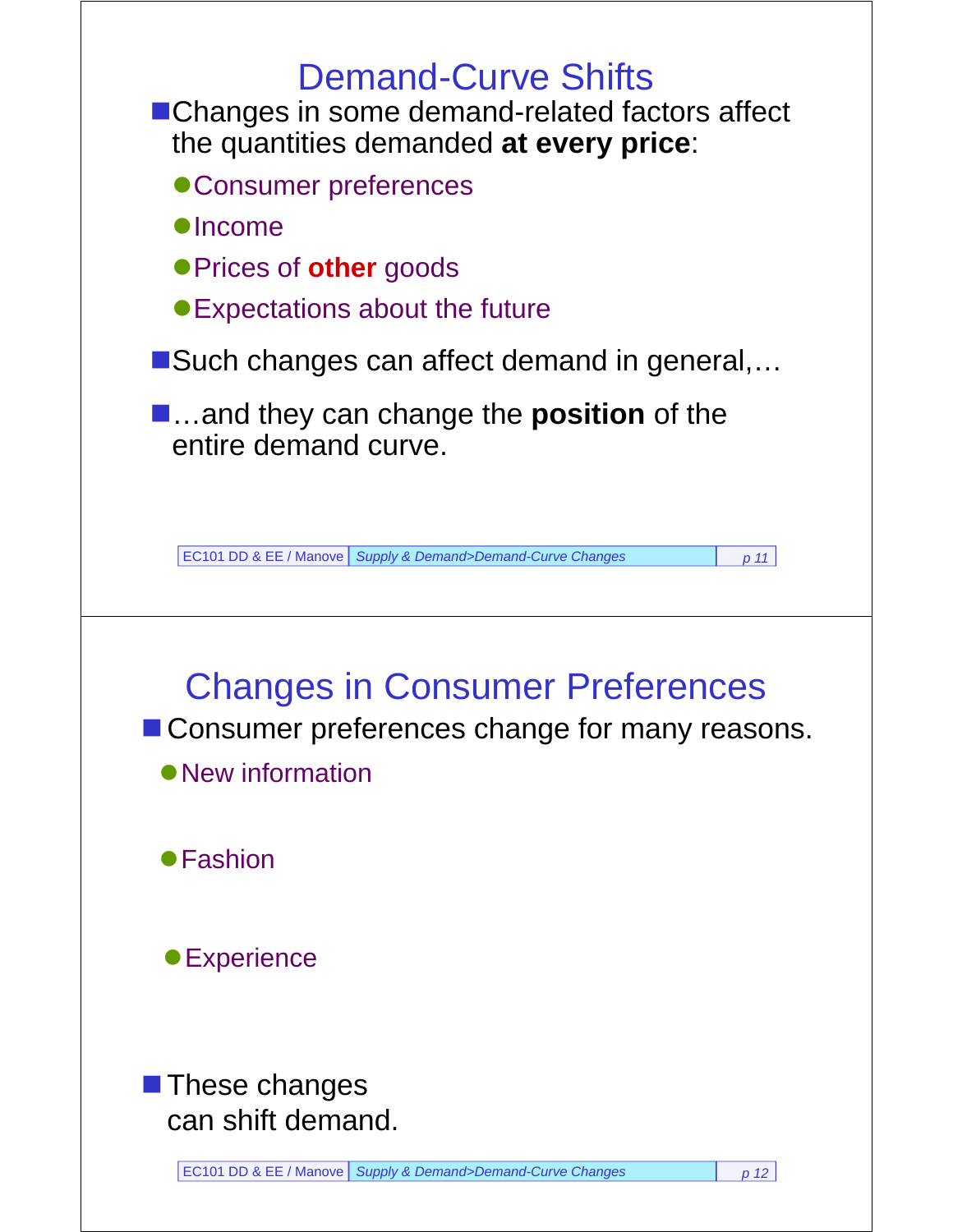## Demand-Curve Shifts

- Changes in some demand-related factors affect the quantities demanded **at every price**:
  - Consumer preferences
  - Income
  - Prices of **other** goods
  - Expectations about the future
- Such changes can affect demand in general,…
- …and they can change the **position** of the entire demand curve.

## Changes in Consumer Preferences

- Consumer preferences change for many reasons.
  - New information
  - Fashion
  - Experience
- These changes can shift demand.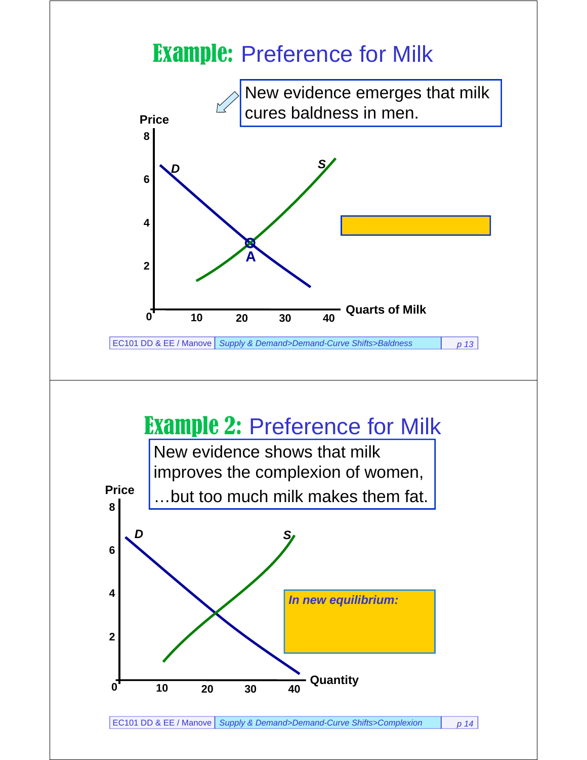# Example: Preference for Milk

New evidence emerges that milk cures baldness in men.

Price

8

6

4

2

0

D

S

A

10 20 30 40 Quarts of Milk

# Example 2: Preference for Milk

New evidence shows that milk improves the complexion of women, …but too much milk makes them fat.

Price

8

6

4

2

0

D

S

10 20 30 40 Quantity

*In new equilibrium:*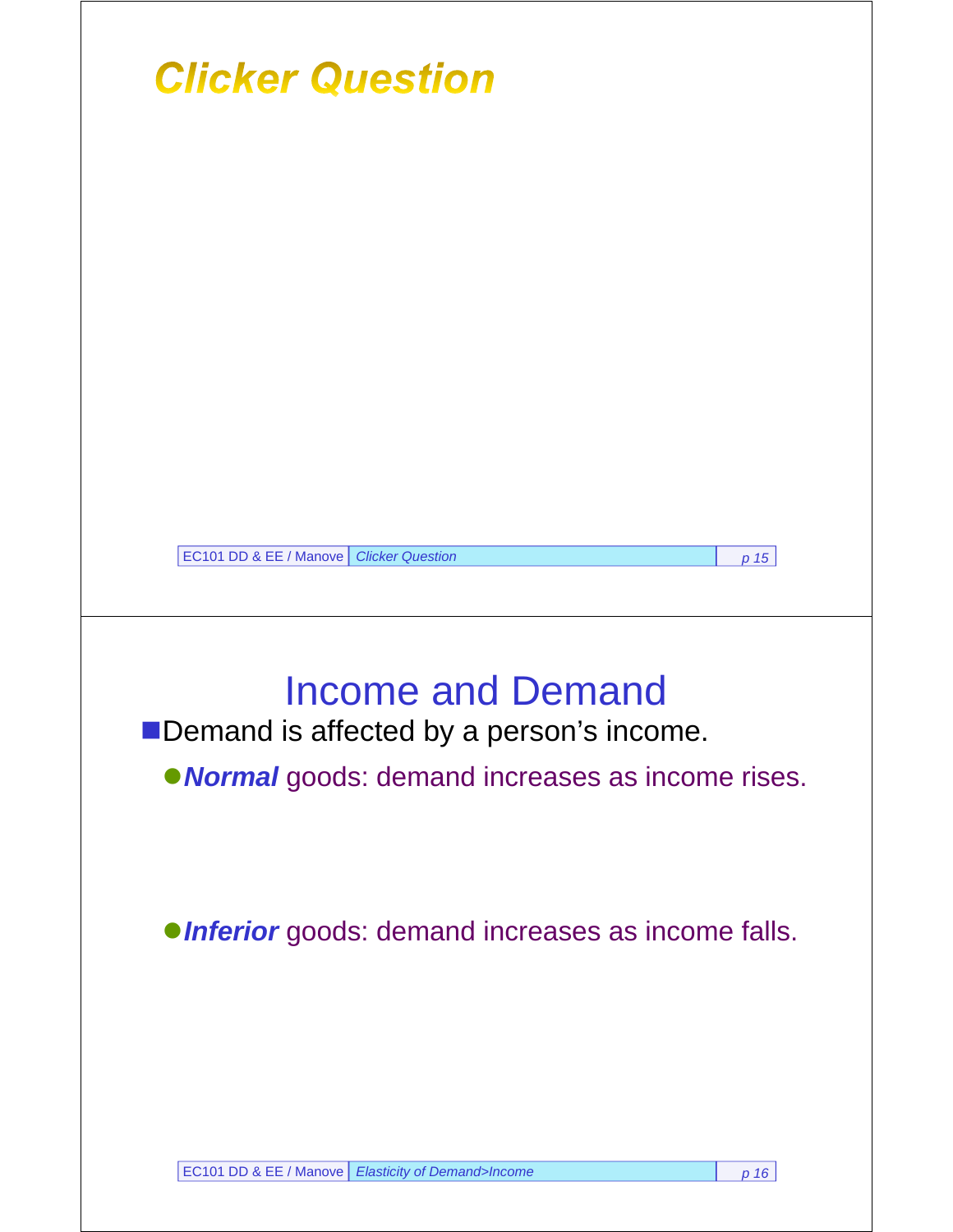## Clicker Question

## Income and Demand

- Demand is affected by a person's income.
  - ***Normal*** goods: demand increases as income rises.
  - ***Inferior*** goods: demand increases as income falls.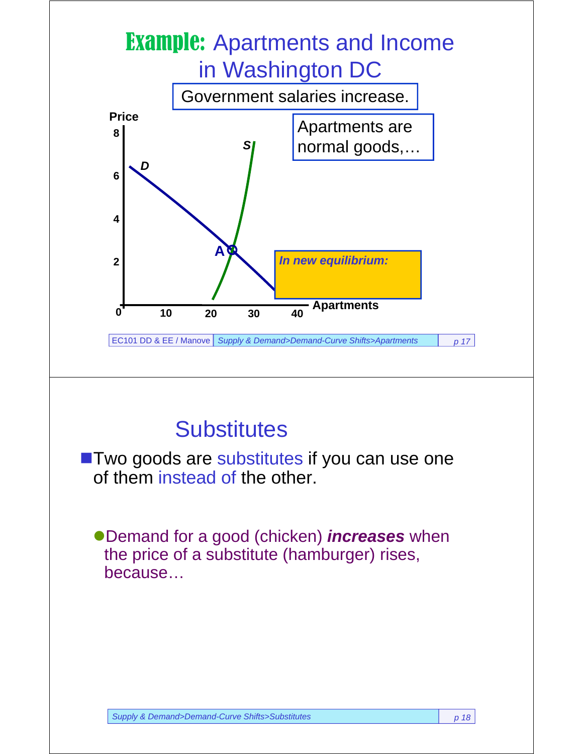# Example: Apartments and Income in Washington DC

Government salaries increase.

Apartments are normal goods,…

Price

8

6

4

2

0

10 20 30 40 Apartments

*S*

*D*

A

***In new equilibrium:***

---

## Substitutes

- Two goods are substitutes if you can use one of them instead of the other.
  - Demand for a good (chicken) ***increases*** when the price of a substitute (hamburger) rises, because…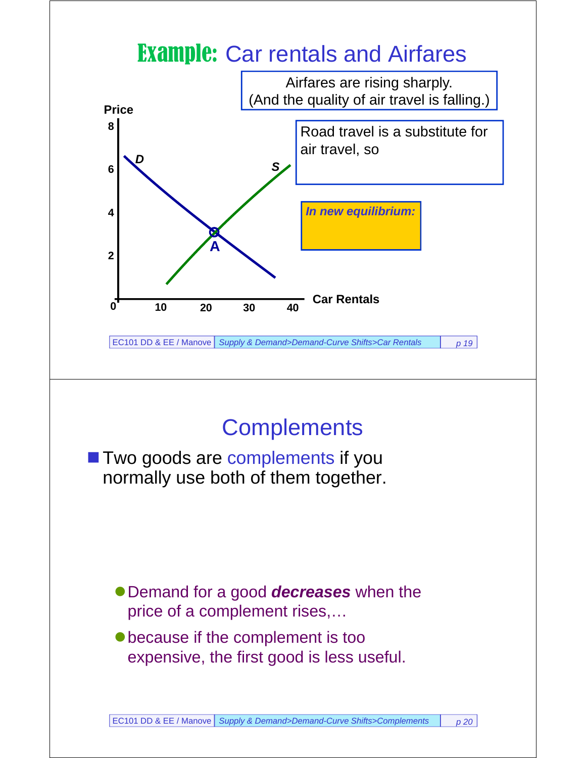# Example: Car rentals and Airfares

Airfares are rising sharply.
(And the quality of air travel is falling.)

Road travel is a substitute for air travel, so

*In new equilibrium:*

Price

8

6

4

2

0

D

S

A

10 20 30 40

Car Rentals

---

# Complements

- Two goods are complements if you normally use both of them together.
  - Demand for a good ***decreases*** when the price of a complement rises,…
  - because if the complement is too expensive, the first good is less useful.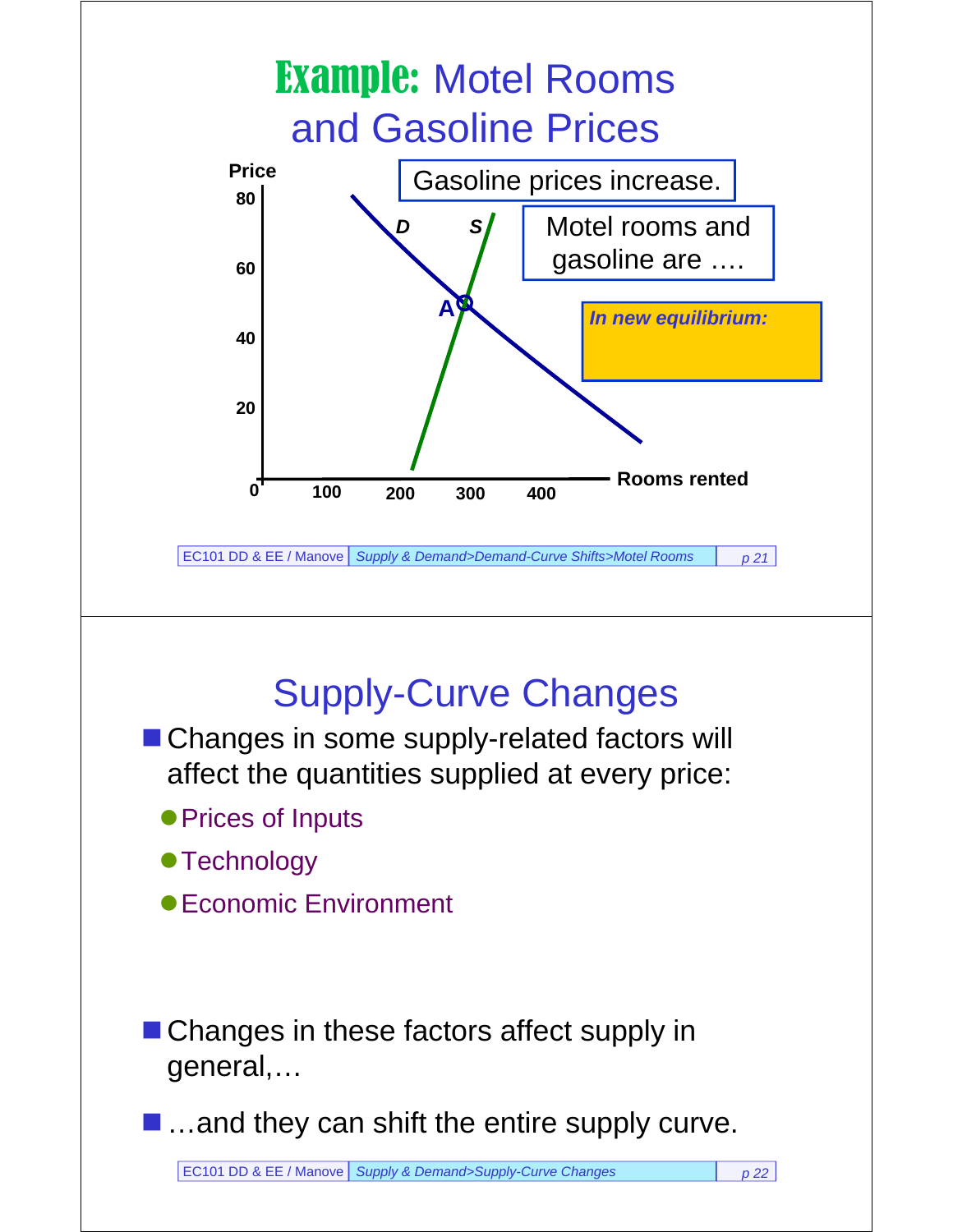# Example: Motel Rooms and Gasoline Prices

Price

80

60

40

20

0

100 200 300 400

Rooms rented

D

S

A

Gasoline prices increase.

Motel rooms and gasoline are ….

*In new equilibrium:*

# Supply-Curve Changes

- Changes in some supply-related factors will affect the quantities supplied at every price:
  - Prices of Inputs
  - Technology
  - Economic Environment
- Changes in these factors affect supply in general,…
- …and they can shift the entire supply curve.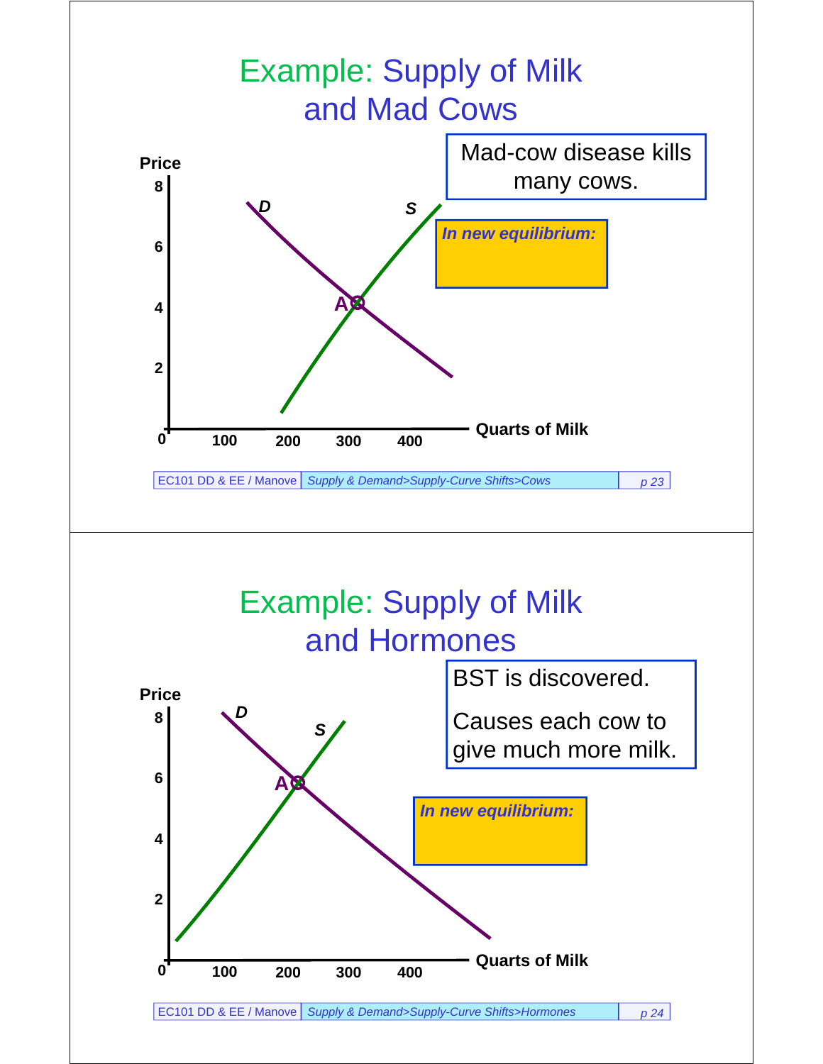# Example: Supply of Milk and Mad Cows

Mad-cow disease kills many cows.

*In new equilibrium:*

Price

8

6

4

2

0

D

S

A

100 200 300 400

Quarts of Milk

# Example: Supply of Milk and Hormones

BST is discovered.

Causes each cow to give much more milk.

*In new equilibrium:*

Price

8

6

4

2

0

D

S

A

100 200 300 400

Quarts of Milk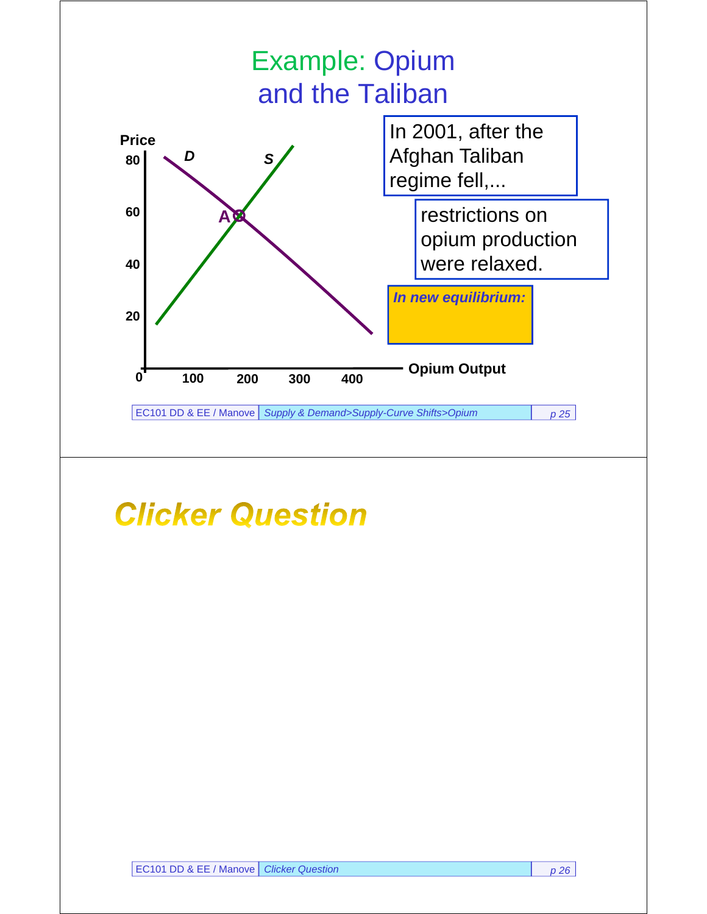## Example: Opium and the Taliban

Price

80

60

40

20

0

100 200 300 400

Opium Output

D

S

A

In 2001, after the Afghan Taliban regime fell,...

restrictions on opium production were relaxed.

***In new equilibrium:***

---

## *Clicker Question*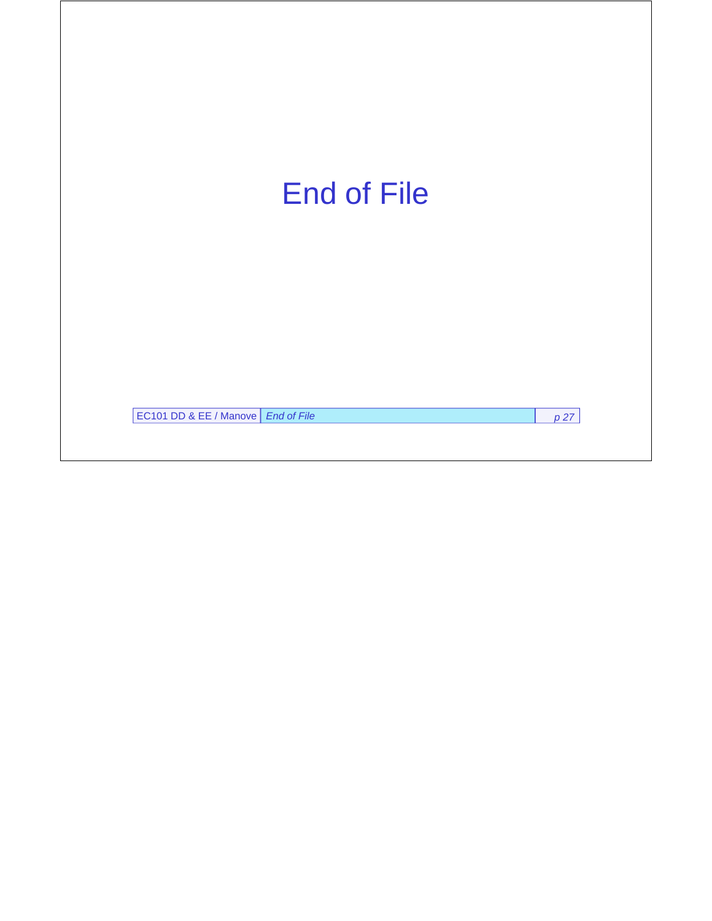# End of File